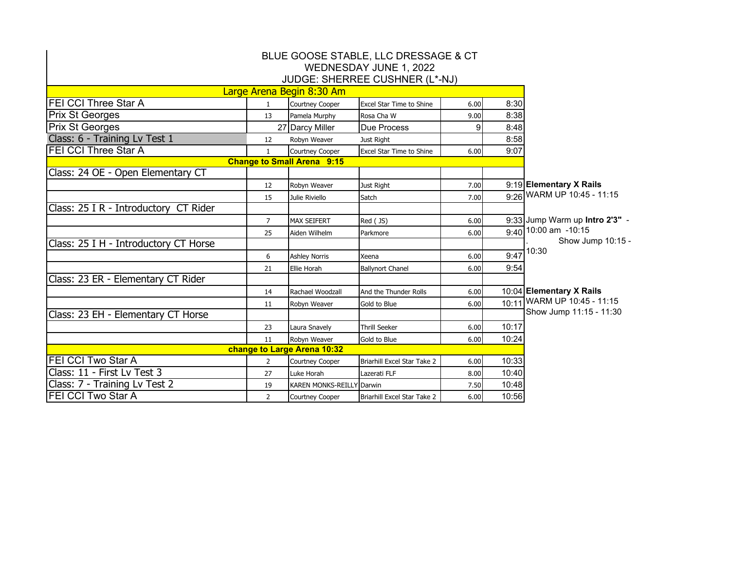# BLUE GOOSE STABLE, LLC DRESSAGE & CT

## WEDNESDAY JUNE 1, 2022

## JUDGE: SHERREE CUSHNER (L*-NJ)

| Class | No. | Rider | Horse | | Time | Notes |
|---|---|---|---|---|---|---|
| **Large Arena Begin 8:30 Am** | | | | | | |
| FEI CCI Three Star A | 1 | Courtney Cooper | Excel Star Time to Shine | 6.00 | 8:30 | |
| Prix St Georges | 13 | Pamela Murphy | Rosa Cha W | 9.00 | 8:38 | |
| Prix St Georges | 27 | Darcy Miller | Due Process | 9 | 8:48 | |
| Class: 6 - Training Lv Test 1 | 12 | Robyn Weaver | Just Right | | 8:58 | |
| FEI CCI Three Star A | 1 | Courtney Cooper | Excel Star Time to Shine | 6.00 | 9:07 | |
| **Change to Small Arena 9:15** | | | | | | |
| Class: 24 OE - Open Elementary CT | | | | | | |
| | 12 | Robyn Weaver | Just Right | 7.00 | 9:19 | **Elementary X Rails** WARM UP 10:45 - 11:15 |
| | 15 | Julie Riviello | Satch | 7.00 | 9:26 | |
| Class: 25 I R - Introductory CT Rider | | | | | | |
| | 7 | MAX SEIFERT | Red ( JS) | 6.00 | 9:33 | Jump Warm up **Intro 2'3"** - 10:00 am -10:15 . Show Jump 10:15 - 10:30 |
| | 25 | Aiden Wilhelm | Parkmore | 6.00 | 9:40 | |
| Class: 25 I H - Introductory CT Horse | | | | | | |
| | 6 | Ashley Norris | Xeena | 6.00 | 9:47 | |
| | 21 | Ellie Horah | Ballynort Chanel | 6.00 | 9:54 | |
| Class: 23 ER - Elementary CT Rider | | | | | | |
| | 14 | Rachael Woodzall | And the Thunder Rolls | 6.00 | 10:04 | **Elementary X Rails** WARM UP 10:45 - 11:15 Show Jump 11:15 - 11:30 |
| | 11 | Robyn Weaver | Gold to Blue | 6.00 | 10:11 | |
| Class: 23 EH - Elementary CT Horse | | | | | | |
| | 23 | Laura Snavely | Thrill Seeker | 6.00 | 10:17 | |
| | 11 | Robyn Weaver | Gold to Blue | 6.00 | 10:24 | |
| **change to Large Arena 10:32** | | | | | | |
| FEI CCI Two Star A | 2 | Courtney Cooper | Briarhill Excel Star Take 2 | 6.00 | 10:33 | |
| Class: 11 - First Lv Test 3 | 27 | Luke Horah | Lazerati FLF | 8.00 | 10:40 | |
| Class: 7 - Training Lv Test 2 | 19 | KAREN MONKS-REILLY | Darwin | 7.50 | 10:48 | |
| FEI CCI Two Star A | 2 | Courtney Cooper | Briarhill Excel Star Take 2 | 6.00 | 10:56 | |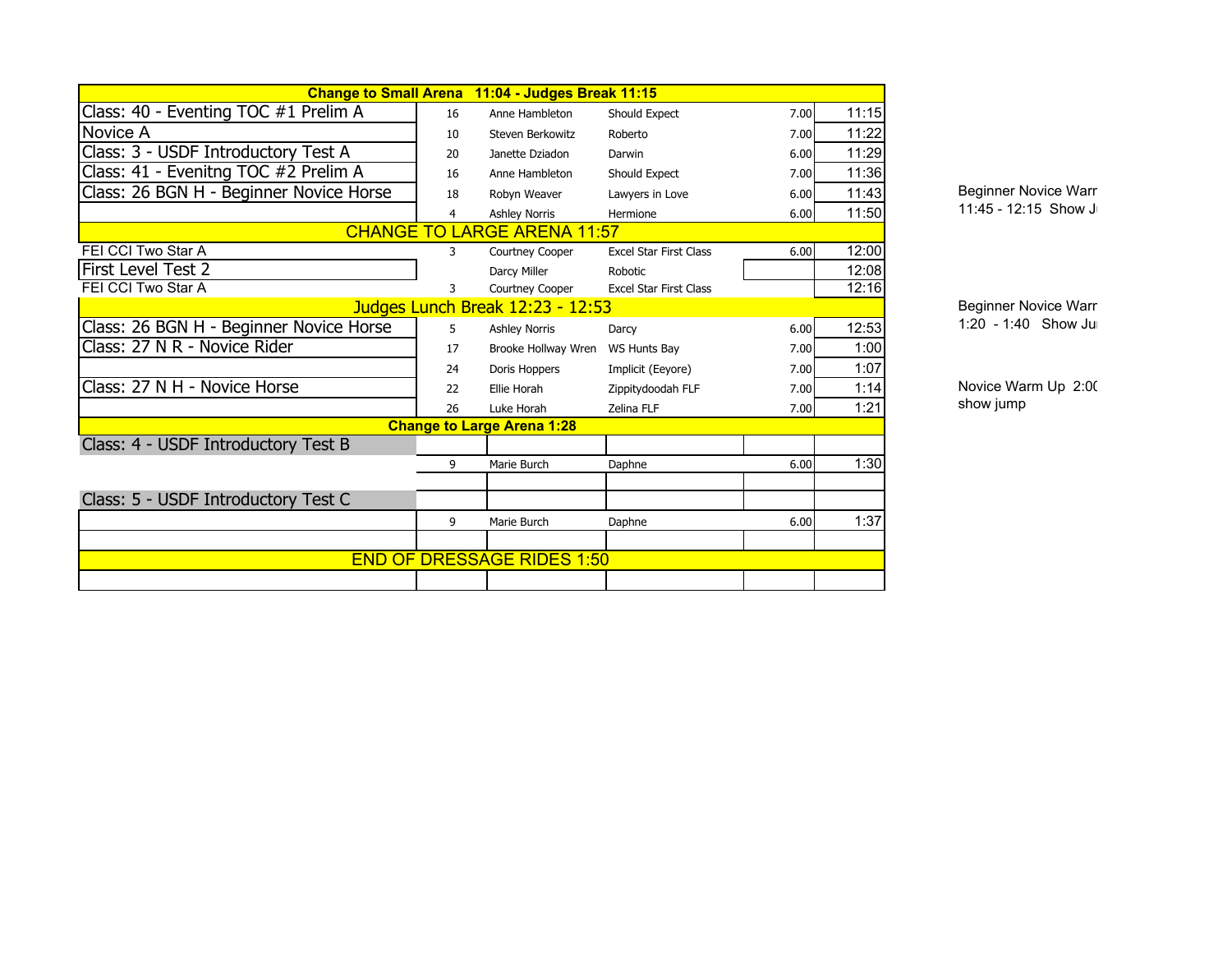| | | | | | |
|---|---|---|---|---|---|
| **Change to Small Arena 11:04 - Judges Break 11:15** | | | | | |
| Class: 40 - Eventing TOC #1 Prelim A | 16 | Anne Hambleton | Should Expect | 7.00 | 11:15 |
| Novice A | 10 | Steven Berkowitz | Roberto | 7.00 | 11:22 |
| Class: 3 - USDF Introductory Test A | 20 | Janette Dziadon | Darwin | 6.00 | 11:29 |
| Class: 41 - Evenitng TOC #2 Prelim A | 16 | Anne Hambleton | Should Expect | 7.00 | 11:36 |
| Class: 26 BGN H - Beginner Novice Horse | 18 | Robyn Weaver | Lawyers in Love | 6.00 | 11:43 |
| | 4 | Ashley Norris | Hermione | 6.00 | 11:50 |
| CHANGE TO LARGE ARENA 11:57 | | | | | |
| FEI CCI Two Star A | 3 | Courtney Cooper | Excel Star First Class | 6.00 | 12:00 |
| First Level Test 2 | | Darcy Miller | Robotic | | 12:08 |
| FEI CCI Two Star A | 3 | Courtney Cooper | Excel Star First Class | | 12:16 |
| Judges Lunch Break 12:23 - 12:53 | | | | | |
| Class: 26 BGN H - Beginner Novice Horse | 5 | Ashley Norris | Darcy | 6.00 | 12:53 |
| Class: 27 N R - Novice Rider | 17 | Brooke Hollway Wren | WS Hunts Bay | 7.00 | 1:00 |
| | 24 | Doris Hoppers | Implicit (Eeyore) | 7.00 | 1:07 |
| Class: 27 N H - Novice Horse | 22 | Ellie Horah | Zippitydoodah FLF | 7.00 | 1:14 |
| | 26 | Luke Horah | Zelina FLF | 7.00 | 1:21 |
| **Change to Large Arena 1:28** | | | | | |
| Class: 4 - USDF Introductory Test B | | | | | |
| | 9 | Marie Burch | Daphne | 6.00 | 1:30 |
| | | | | | |
| Class: 5 - USDF Introductory Test C | | | | | |
| | 9 | Marie Burch | Daphne | 6.00 | 1:37 |
| | | | | | |
| END OF DRESSAGE RIDES 1:50 | | | | | |
| | | | | | |

Beginner Novice Warr
11:45 - 12:15 Show J

Beginner Novice Warr
1:20 - 1:40 Show Ju

Novice Warm Up 2:0
show jump